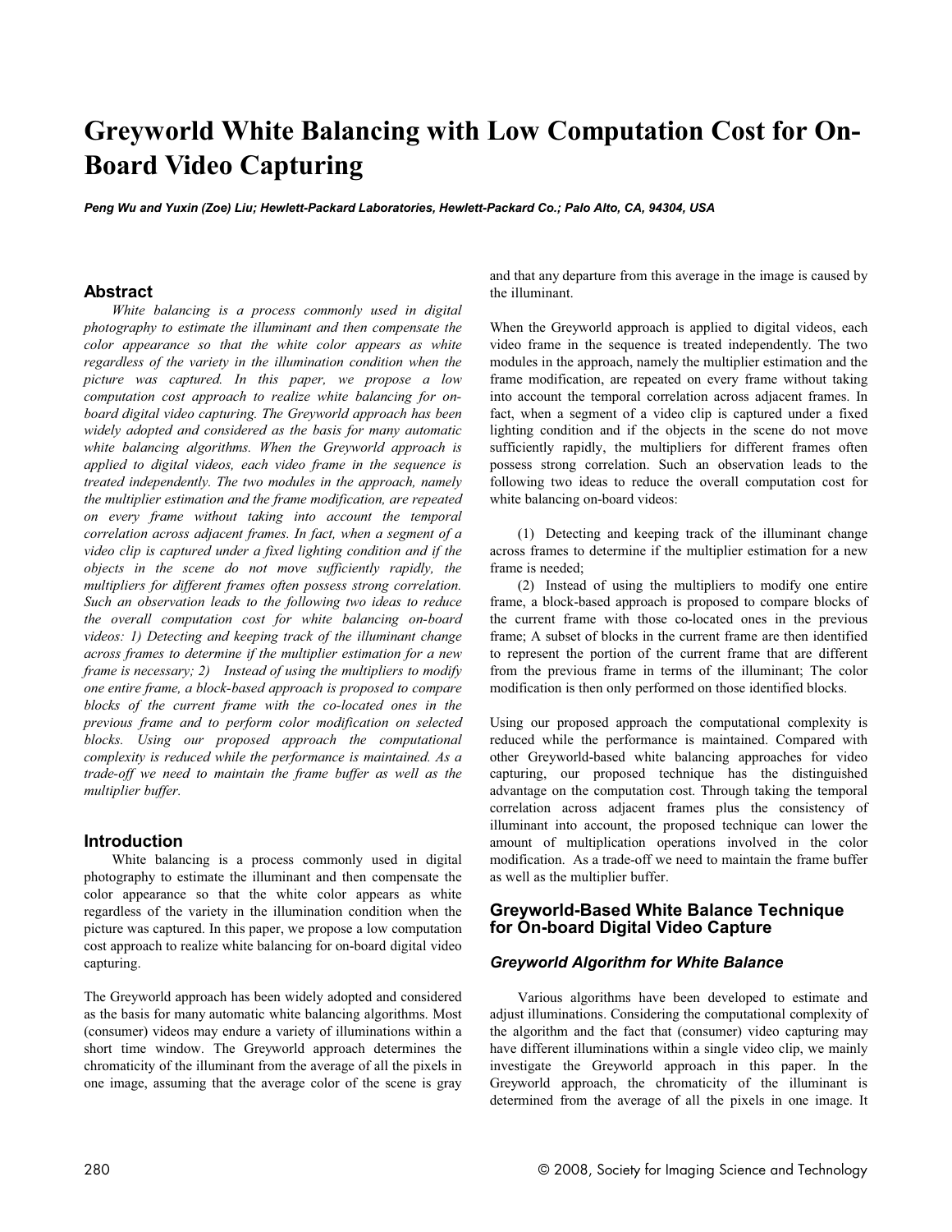# Greyworld White Balancing with Low Computation Cost for On-Board Video Capturing

***Peng Wu and Yuxin (Zoe) Liu; Hewlett-Packard Laboratories, Hewlett-Packard Co.; Palo Alto, CA, 94304, USA***

## Abstract

*White balancing is a process commonly used in digital photography to estimate the illuminant and then compensate the color appearance so that the white color appears as white regardless of the variety in the illumination condition when the picture was captured. In this paper, we propose a low computation cost approach to realize white balancing for on-board digital video capturing. The Greyworld approach has been widely adopted and considered as the basis for many automatic white balancing algorithms. When the Greyworld approach is applied to digital videos, each video frame in the sequence is treated independently. The two modules in the approach, namely the multiplier estimation and the frame modification, are repeated on every frame without taking into account the temporal correlation across adjacent frames. In fact, when a segment of a video clip is captured under a fixed lighting condition and if the objects in the scene do not move sufficiently rapidly, the multipliers for different frames often possess strong correlation. Such an observation leads to the following two ideas to reduce the overall computation cost for white balancing on-board videos: 1) Detecting and keeping track of the illuminant change across frames to determine if the multiplier estimation for a new frame is necessary; 2) Instead of using the multipliers to modify one entire frame, a block-based approach is proposed to compare blocks of the current frame with the co-located ones in the previous frame and to perform color modification on selected blocks. Using our proposed approach the computational complexity is reduced while the performance is maintained. As a trade-off we need to maintain the frame buffer as well as the multiplier buffer.*

## Introduction

White balancing is a process commonly used in digital photography to estimate the illuminant and then compensate the color appearance so that the white color appears as white regardless of the variety in the illumination condition when the picture was captured. In this paper, we propose a low computation cost approach to realize white balancing for on-board digital video capturing.

The Greyworld approach has been widely adopted and considered as the basis for many automatic white balancing algorithms. Most (consumer) videos may endure a variety of illuminations within a short time window. The Greyworld approach determines the chromaticity of the illuminant from the average of all the pixels in one image, assuming that the average color of the scene is gray and that any departure from this average in the image is caused by the illuminant.

When the Greyworld approach is applied to digital videos, each video frame in the sequence is treated independently. The two modules in the approach, namely the multiplier estimation and the frame modification, are repeated on every frame without taking into account the temporal correlation across adjacent frames. In fact, when a segment of a video clip is captured under a fixed lighting condition and if the objects in the scene do not move sufficiently rapidly, the multipliers for different frames often possess strong correlation. Such an observation leads to the following two ideas to reduce the overall computation cost for white balancing on-board videos:

(1) Detecting and keeping track of the illuminant change across frames to determine if the multiplier estimation for a new frame is needed;

(2) Instead of using the multipliers to modify one entire frame, a block-based approach is proposed to compare blocks of the current frame with those co-located ones in the previous frame; A subset of blocks in the current frame are then identified to represent the portion of the current frame that are different from the previous frame in terms of the illuminant; The color modification is then only performed on those identified blocks.

Using our proposed approach the computational complexity is reduced while the performance is maintained. Compared with other Greyworld-based white balancing approaches for video capturing, our proposed technique has the distinguished advantage on the computation cost. Through taking the temporal correlation across adjacent frames plus the consistency of illuminant into account, the proposed technique can lower the amount of multiplication operations involved in the color modification. As a trade-off we need to maintain the frame buffer as well as the multiplier buffer.

## Greyworld-Based White Balance Technique for On-board Digital Video Capture

### Greyworld Algorithm for White Balance

Various algorithms have been developed to estimate and adjust illuminations. Considering the computational complexity of the algorithm and the fact that (consumer) video capturing may have different illuminations within a single video clip, we mainly investigate the Greyworld approach in this paper. In the Greyworld approach, the chromaticity of the illuminant is determined from the average of all the pixels in one image. It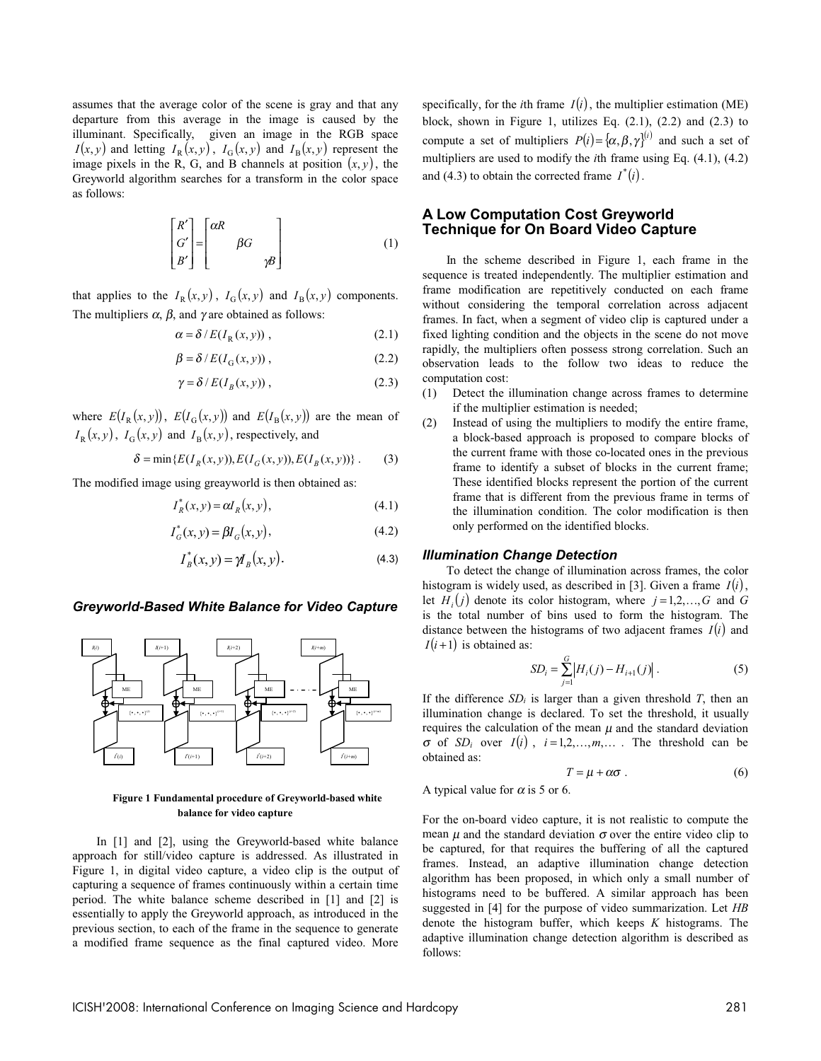assumes that the average color of the scene is gray and that any departure from this average in the image is caused by the illuminant. Specifically, given an image in the RGB space $I(x,y)$ and letting $I_R(x,y)$, $I_G(x,y)$ and $I_B(x,y)$ represent the image pixels in the R, G, and B channels at position $(x,y)$, the Greyworld algorithm searches for a transform in the color space as follows:

$$\begin{bmatrix} R' \\ G' \\ B' \end{bmatrix} = \begin{bmatrix} \alpha R & & \\ & \beta G & \\ & & \gamma B \end{bmatrix} \tag{1}$$

that applies to the $I_R(x,y)$, $I_G(x,y)$ and $I_B(x,y)$ components. The multipliers $\alpha$, $\beta$, and $\gamma$ are obtained as follows:

$$\alpha = \delta / E(I_R(x,y)), \tag{2.1}$$

$$\beta = \delta / E(I_G(x,y)), \tag{2.2}$$

$$\gamma = \delta / E(I_B(x,y)), \tag{2.3}$$

where $E(I_R(x,y))$, $E(I_G(x,y))$ and $E(I_B(x,y))$ are the mean of $I_R(x,y)$, $I_G(x,y)$ and $I_B(x,y)$, respectively, and

$$\delta = \min\{E(I_R(x,y)), E(I_G(x,y)), E(I_B(x,y))\}. \tag{3}$$

The modified image using greayworld is then obtained as:

$$I_R^*(x,y) = \alpha I_R(x,y), \tag{4.1}$$

$$I_G^*(x,y) = \beta I_G(x,y), \tag{4.2}$$

$$I_B^*(x,y) = \gamma I_B(x,y). \tag{4.3}$$

### *Greyworld-Based White Balance for Video Capture*

**Figure 1 Fundamental procedure of Greyworld-based white balance for video capture**

In [1] and [2], using the Greyworld-based white balance approach for still/video capture is addressed. As illustrated in Figure 1, in digital video capture, a video clip is the output of capturing a sequence of frames continuously within a certain time period. The white balance scheme described in [1] and [2] is essentially to apply the Greyworld approach, as introduced in the previous section, to each of the frame in the sequence to generate a modified frame sequence as the final captured video. More specifically, for the *i*th frame $I(i)$, the multiplier estimation (ME) block, shown in Figure 1, utilizes Eq. (2.1), (2.2) and (2.3) to compute a set of multipliers $P(i) = \{\alpha, \beta, \gamma\}^{(i)}$ and such a set of multipliers are used to modify the *i*th frame using Eq. (4.1), (4.2) and (4.3) to obtain the corrected frame $I^*(i)$.

## A Low Computation Cost Greyworld Technique for On Board Video Capture

In the scheme described in Figure 1, each frame in the sequence is treated independently. The multiplier estimation and frame modification are repetitively conducted on each frame without considering the temporal correlation across adjacent frames. In fact, when a segment of video clip is captured under a fixed lighting condition and the objects in the scene do not move rapidly, the multipliers often possess strong correlation. Such an observation leads to the follow two ideas to reduce the computation cost:

1. Detect the illumination change across frames to determine if the multiplier estimation is needed;
2. Instead of using the multipliers to modify the entire frame, a block-based approach is proposed to compare blocks of the current frame with those co-located ones in the previous frame to identify a subset of blocks in the current frame; These identified blocks represent the portion of the current frame that is different from the previous frame in terms of the illumination condition. The color modification is then only performed on the identified blocks.

### *Illumination Change Detection*

To detect the change of illumination across frames, the color histogram is widely used, as described in [3]. Given a frame $I(i)$, let $H_i(j)$ denote its color histogram, where $j = 1,2,\ldots,G$ and $G$ is the total number of bins used to form the histogram. The distance between the histograms of two adjacent frames $I(i)$ and $I(i+1)$ is obtained as:

$$SD_i = \sum_{j=1}^{G} \left| H_i(j) - H_{i+1}(j) \right|. \tag{5}$$

If the difference $SD_i$ is larger than a given threshold $T$, then an illumination change is declared. To set the threshold, it usually requires the calculation of the mean $\mu$ and the standard deviation $\sigma$ of $SD_i$ over $I(i)$, $i = 1,2,\ldots,m,\ldots$. The threshold can be obtained as:

$$T = \mu + \alpha\sigma. \tag{6}$$

A typical value for $\alpha$ is 5 or 6.

For the on-board video capture, it is not realistic to compute the mean $\mu$ and the standard deviation $\sigma$ over the entire video clip to be captured, for that requires the buffering of all the captured frames. Instead, an adaptive illumination change detection algorithm has been proposed, in which only a small number of histograms need to be buffered. A similar approach has been suggested in [4] for the purpose of video summarization. Let *HB* denote the histogram buffer, which keeps *K* histograms. The adaptive illumination change detection algorithm is described as follows: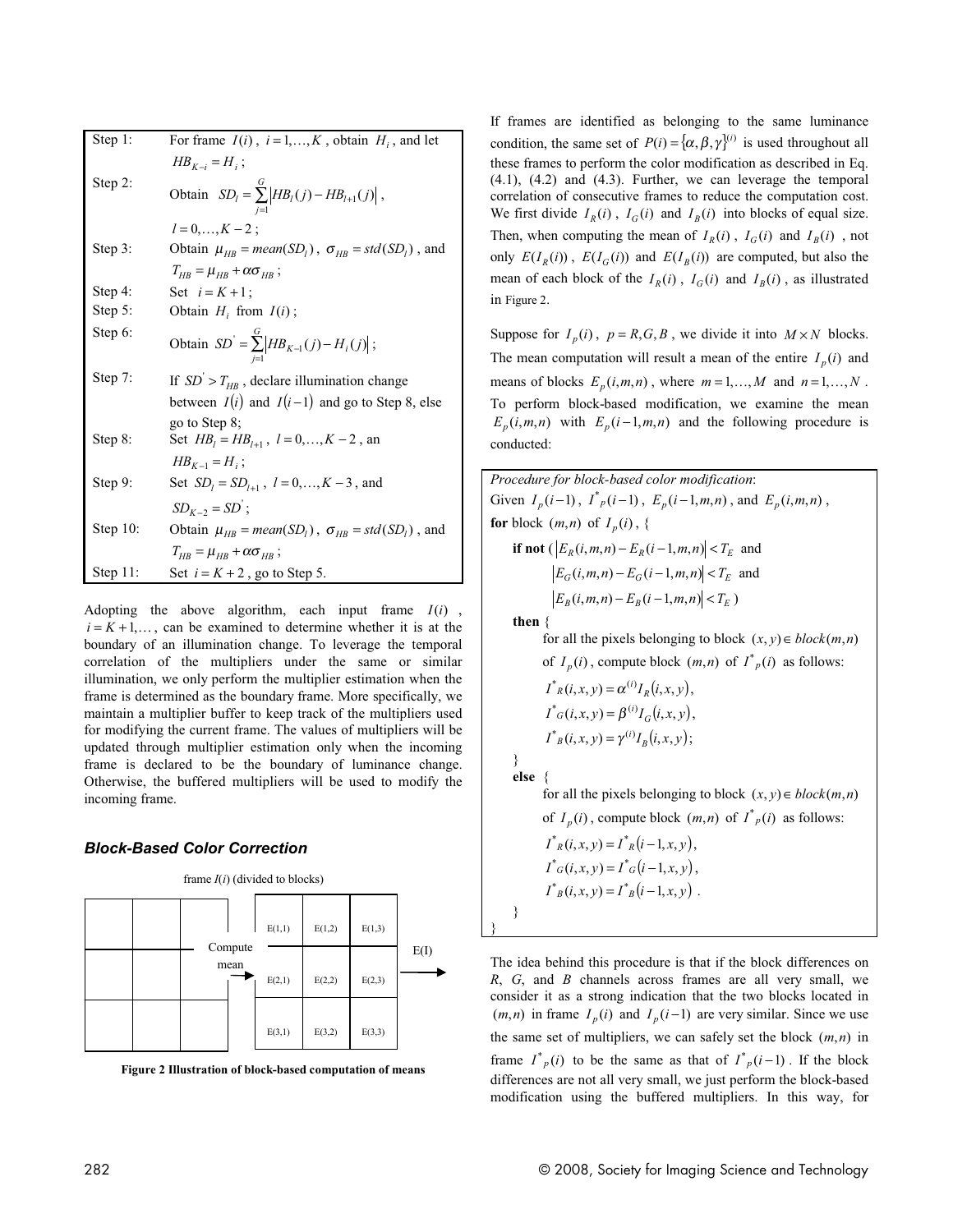| Step | Description |
| --- | --- |
| Step 1: | For frame $I(i)$, $i=1,\ldots,K$, obtain $H_i$, and let $HB_{K-i}=H_i$; |
| Step 2: | Obtain $SD_l=\sum_{j=1}^{G}\left\|HB_l(j)-HB_{l+1}(j)\right\|$, $l=0,\ldots,K-2$; |
| Step 3: | Obtain $\mu_{HB}=mean(SD_l)$, $\sigma_{HB}=std(SD_l)$, and $T_{HB}=\mu_{HB}+\alpha\sigma_{HB}$; |
| Step 4: | Set $i=K+1$; |
| Step 5: | Obtain $H_i$ from $I(i)$; |
| Step 6: | Obtain $SD'=\sum_{j=1}^{G}\left\|HB_{K-1}(j)-H_i(j)\right\|$; |
| Step 7: | If $SD'>T_{HB}$, declare illumination change between $I(i)$ and $I(i-1)$ and go to Step 8, else go to Step 8; |
| Step 8: | Set $HB_l=HB_{l+1}$, $l=0,\ldots,K-2$, an $HB_{K-1}=H_i$; |
| Step 9: | Set $SD_l=SD_{l+1}$, $l=0,\ldots,K-3$, and $SD_{K-2}=SD'$; |
| Step 10: | Obtain $\mu_{HB}=mean(SD_l)$, $\sigma_{HB}=std(SD_l)$, and $T_{HB}=\mu_{HB}+\alpha\sigma_{HB}$; |
| Step 11: | Set $i=K+2$, go to Step 5. |

Adopting the above algorithm, each input frame $I(i)$, $i=K+1,\ldots$, can be examined to determine whether it is at the boundary of an illumination change. To leverage the temporal correlation of the multipliers under the same or similar illumination, we only perform the multiplier estimation when the frame is determined as the boundary frame. More specifically, we maintain a multiplier buffer to keep track of the multipliers used for modifying the current frame. The values of multipliers will be updated through multiplier estimation only when the incoming frame is declared to be the boundary of luminance change. Otherwise, the buffered multipliers will be used to modify the incoming frame.

### *Block-Based Color Correction*

frame $I(i)$ (divided to blocks)

| | | |
| --- | --- | --- |
| E(1,1) | E(1,2) | E(1,3) |
| E(2,1) | E(2,2) | E(2,3) |
| E(3,1) | E(3,2) | E(3,3) |

Compute mean → E(I)

**Figure 2 Illustration of block-based computation of means**

If frames are identified as belonging to the same luminance condition, the same set of $P(i)=\{\alpha,\beta,\gamma\}^{(i)}$ is used throughout all these frames to perform the color modification as described in Eq. (4.1), (4.2) and (4.3). Further, we can leverage the temporal correlation of consecutive frames to reduce the computation cost. We first divide $I_R(i)$, $I_G(i)$ and $I_B(i)$ into blocks of equal size. Then, when computing the mean of $I_R(i)$, $I_G(i)$ and $I_B(i)$, not only $E(I_R(i))$, $E(I_G(i))$ and $E(I_B(i))$ are computed, but also the mean of each block of the $I_R(i)$, $I_G(i)$ and $I_B(i)$, as illustrated in Figure 2.

Suppose for $I_p(i)$, $p=R,G,B$, we divide it into $M\times N$ blocks. The mean computation will result a mean of the entire $I_p(i)$ and means of blocks $E_p(i,m,n)$, where $m=1,\ldots,M$ and $n=1,\ldots,N$. To perform block-based modification, we examine the mean $E_p(i,m,n)$ with $E_p(i-1,m,n)$ and the following procedure is conducted:

*Procedure for block-based color modification*:
Given $I_p(i-1)$, $I^*_p(i-1)$, $E_p(i-1,m,n)$, and $E_p(i,m,n)$,
**for** block $(m,n)$ of $I_p(i)$, {
 **if not** ( $\left|E_R(i,m,n)-E_R(i-1,m,n)\right|<T_E$ and
 $\left|E_G(i,m,n)-E_G(i-1,m,n)\right|<T_E$ and
 $\left|E_B(i,m,n)-E_B(i-1,m,n)\right|<T_E$ )
 **then** {
  for all the pixels belonging to block $(x,y)\in block(m,n)$ of $I_p(i)$, compute block $(m,n)$ of $I^*_p(i)$ as follows:

$$I^*_R(i,x,y)=\alpha^{(i)}I_R(i,x,y),$$
$$I^*_G(i,x,y)=\beta^{(i)}I_G(i,x,y),$$
$$I^*_B(i,x,y)=\gamma^{(i)}I_B(i,x,y);$$

 }
 **else** {
  for all the pixels belonging to block $(x,y)\in block(m,n)$ of $I_p(i)$, compute block $(m,n)$ of $I^*_p(i)$ as follows:

$$I^*_R(i,x,y)=I^*_R(i-1,x,y),$$
$$I^*_G(i,x,y)=I^*_G(i-1,x,y),$$
$$I^*_B(i,x,y)=I^*_B(i-1,x,y).$$

 }
}

The idea behind this procedure is that if the block differences on *R*, *G*, and *B* channels across frames are all very small, we consider it as a strong indication that the two blocks located in $(m,n)$ in frame $I_p(i)$ and $I_p(i-1)$ are very similar. Since we use the same set of multipliers, we can safely set the block $(m,n)$ in frame $I^*_p(i)$ to be the same as that of $I^*_p(i-1)$. If the block differences are not all very small, we just perform the block-based modification using the buffered multipliers. In this way, for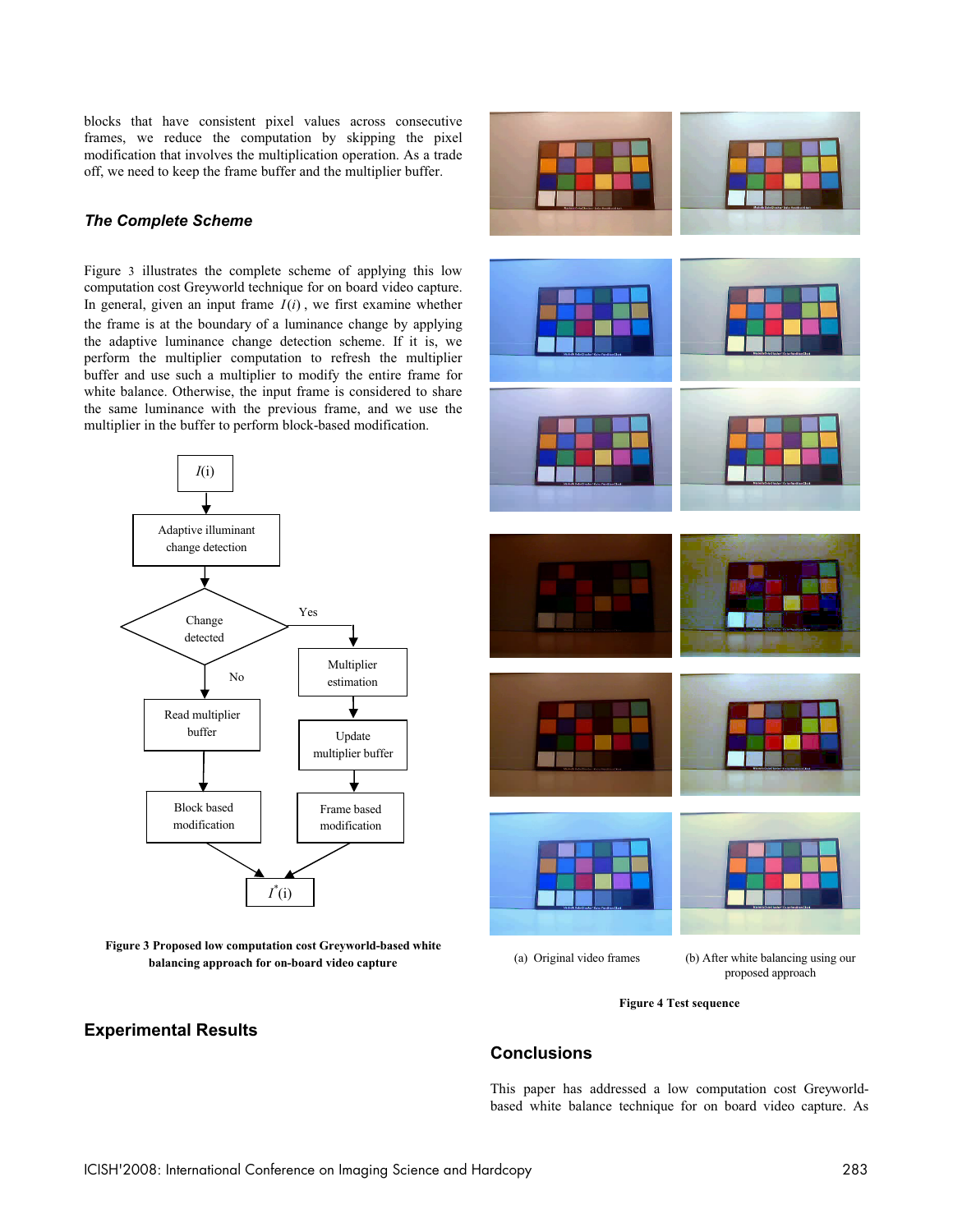blocks that have consistent pixel values across consecutive frames, we reduce the computation by skipping the pixel modification that involves the multiplication operation. As a trade off, we need to keep the frame buffer and the multiplier buffer.

### *The Complete Scheme*

Figure 3 illustrates the complete scheme of applying this low computation cost Greyworld technique for on board video capture. In general, given an input frame $I(i)$, we first examine whether the frame is at the boundary of a luminance change by applying the adaptive luminance change detection scheme. If it is, we perform the multiplier computation to refresh the multiplier buffer and use such a multiplier to modify the entire frame for white balance. Otherwise, the input frame is considered to share the same luminance with the previous frame, and we use the multiplier in the buffer to perform block-based modification.

**Figure 3 Proposed low computation cost Greyworld-based white balancing approach for on-board video capture**

(a) Original video frames

(b) After white balancing using our proposed approach

**Figure 4 Test sequence**

## Experimental Results

## Conclusions

This paper has addressed a low computation cost Greyworld-based white balance technique for on board video capture. As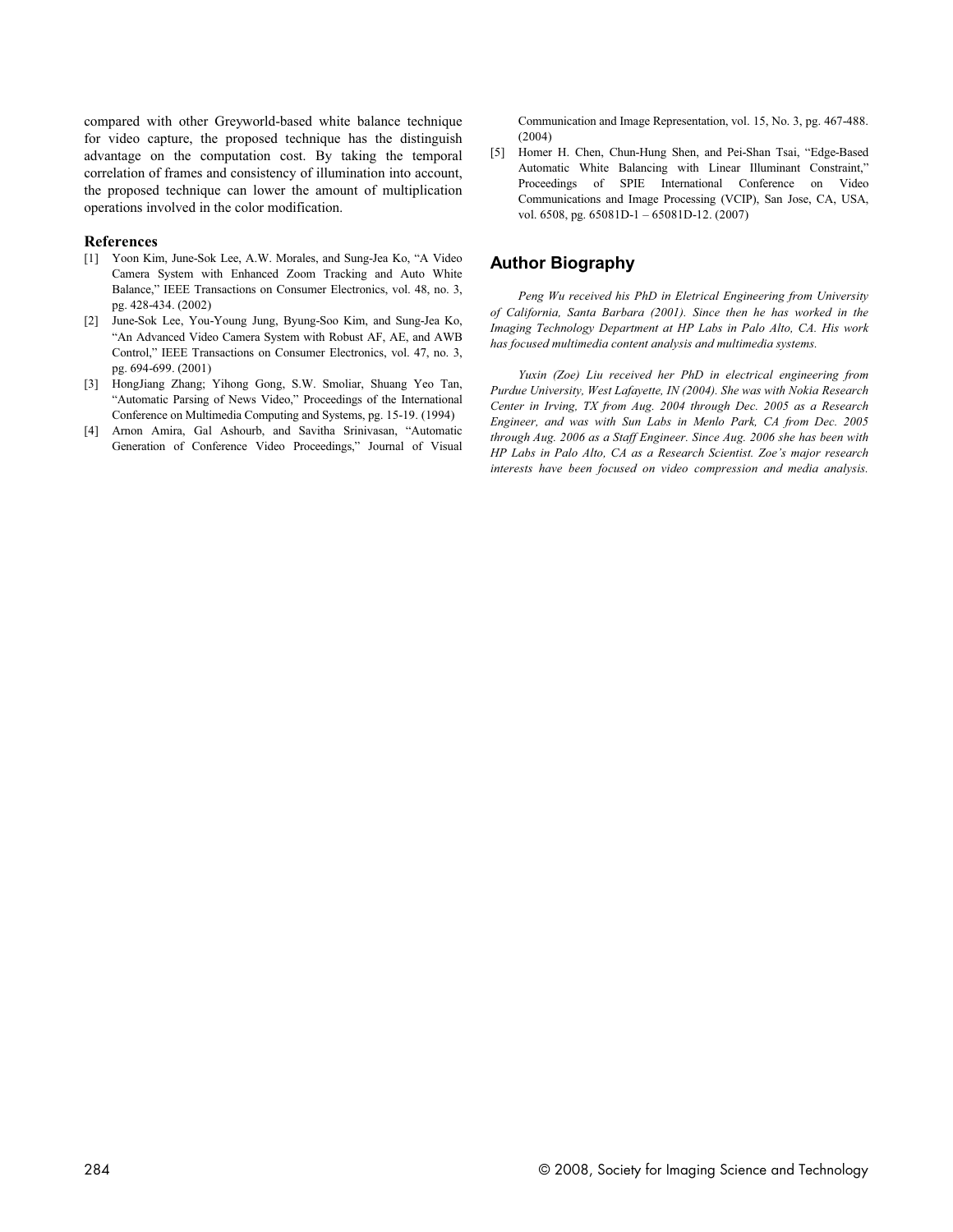compared with other Greyworld-based white balance technique for video capture, the proposed technique has the distinguish advantage on the computation cost. By taking the temporal correlation of frames and consistency of illumination into account, the proposed technique can lower the amount of multiplication operations involved in the color modification.

### References

[1] Yoon Kim, June-Sok Lee, A.W. Morales, and Sung-Jea Ko, "A Video Camera System with Enhanced Zoom Tracking and Auto White Balance," IEEE Transactions on Consumer Electronics, vol. 48, no. 3, pg. 428-434. (2002)

[2] June-Sok Lee, You-Young Jung, Byung-Soo Kim, and Sung-Jea Ko, "An Advanced Video Camera System with Robust AF, AE, and AWB Control," IEEE Transactions on Consumer Electronics, vol. 47, no. 3, pg. 694-699. (2001)

[3] HongJiang Zhang; Yihong Gong, S.W. Smoliar, Shuang Yeo Tan, "Automatic Parsing of News Video," Proceedings of the International Conference on Multimedia Computing and Systems, pg. 15-19. (1994)

[4] Arnon Amira, Gal Ashourb, and Savitha Srinivasan, "Automatic Generation of Conference Video Proceedings," Journal of Visual Communication and Image Representation, vol. 15, No. 3, pg. 467-488. (2004)

[5] Homer H. Chen, Chun-Hung Shen, and Pei-Shan Tsai, "Edge-Based Automatic White Balancing with Linear Illuminant Constraint," Proceedings of SPIE International Conference on Video Communications and Image Processing (VCIP), San Jose, CA, USA, vol. 6508, pg. 65081D-1 – 65081D-12. (2007)

## Author Biography

*Peng Wu received his PhD in Eletrical Engineering from University of California, Santa Barbara (2001). Since then he has worked in the Imaging Technology Department at HP Labs in Palo Alto, CA. His work has focused multimedia content analysis and multimedia systems.*

*Yuxin (Zoe) Liu received her PhD in electrical engineering from Purdue University, West Lafayette, IN (2004). She was with Nokia Research Center in Irving, TX from Aug. 2004 through Dec. 2005 as a Research Engineer, and was with Sun Labs in Menlo Park, CA from Dec. 2005 through Aug. 2006 as a Staff Engineer. Since Aug. 2006 she has been with HP Labs in Palo Alto, CA as a Research Scientist. Zoe's major research interests have been focused on video compression and media analysis.*